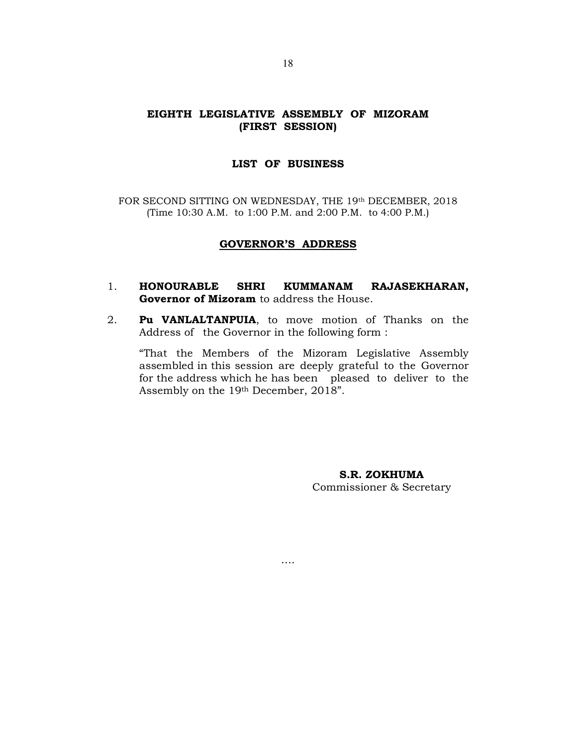# EIGHTH LEGISLATIVE ASSEMBLY OF MIZORAM
## (FIRST SESSION)

### LIST OF BUSINESS

FOR SECOND SITTING ON WEDNESDAY, THE 19th DECEMBER, 2018
(Time 10:30 A.M. to 1:00 P.M. and 2:00 P.M. to 4:00 P.M.)

### GOVERNOR'S ADDRESS

1. **HONOURABLE SHRI KUMMANAM RAJASEKHARAN, Governor of Mizoram** to address the House.

2. **Pu VANLALTANPUIA**, to move motion of Thanks on the Address of the Governor in the following form :

   "That the Members of the Mizoram Legislative Assembly assembled in this session are deeply grateful to the Governor for the address which he has been pleased to deliver to the Assembly on the 19th December, 2018".

**S.R. ZOKHUMA**
Commissioner & Secretary

....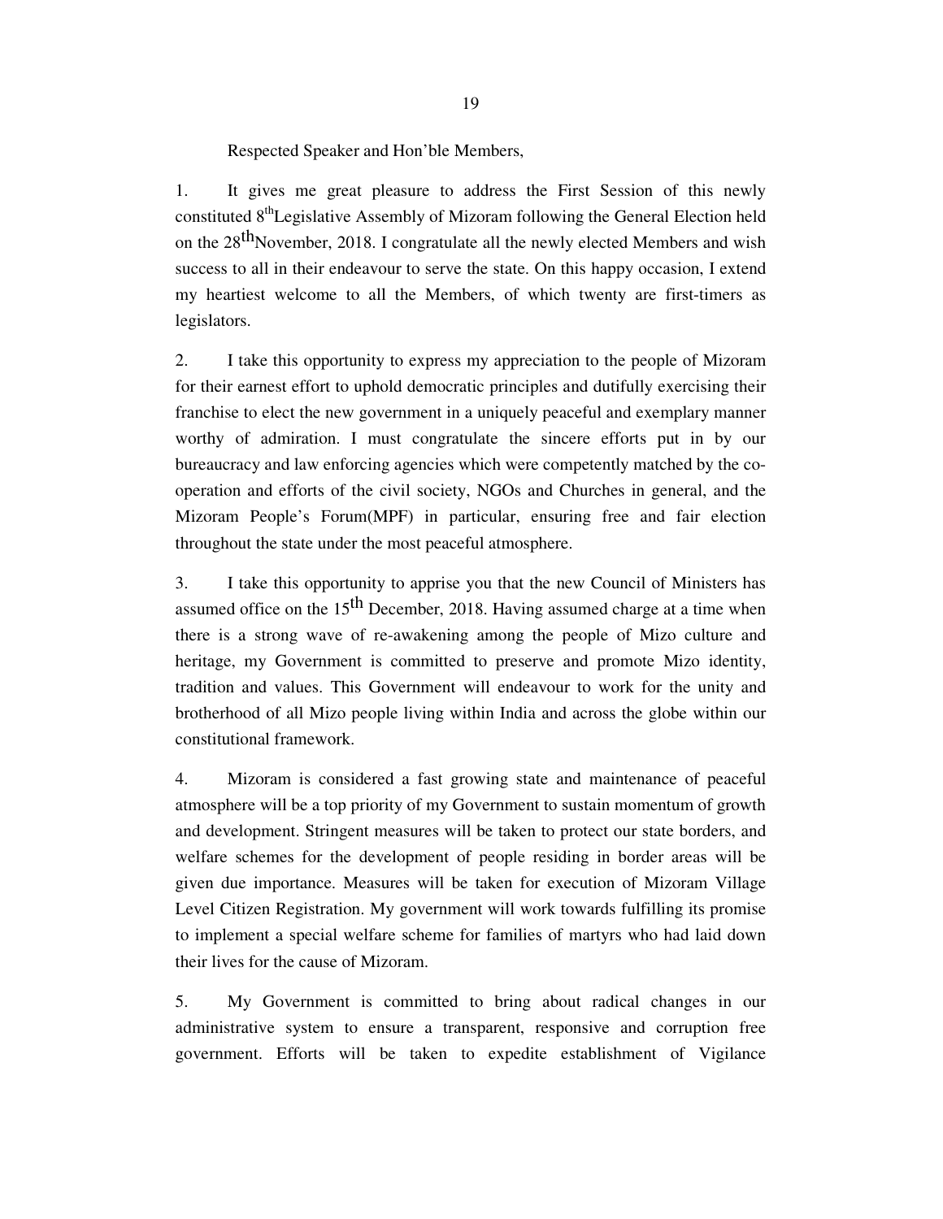Respected Speaker and Hon'ble Members,

1. It gives me great pleasure to address the First Session of this newly constituted 8th Legislative Assembly of Mizoram following the General Election held on the 28th November, 2018. I congratulate all the newly elected Members and wish success to all in their endeavour to serve the state. On this happy occasion, I extend my heartiest welcome to all the Members, of which twenty are first-timers as legislators.

2. I take this opportunity to express my appreciation to the people of Mizoram for their earnest effort to uphold democratic principles and dutifully exercising their franchise to elect the new government in a uniquely peaceful and exemplary manner worthy of admiration. I must congratulate the sincere efforts put in by our bureaucracy and law enforcing agencies which were competently matched by the co-operation and efforts of the civil society, NGOs and Churches in general, and the Mizoram People's Forum(MPF) in particular, ensuring free and fair election throughout the state under the most peaceful atmosphere.

3. I take this opportunity to apprise you that the new Council of Ministers has assumed office on the 15th December, 2018. Having assumed charge at a time when there is a strong wave of re-awakening among the people of Mizo culture and heritage, my Government is committed to preserve and promote Mizo identity, tradition and values. This Government will endeavour to work for the unity and brotherhood of all Mizo people living within India and across the globe within our constitutional framework.

4. Mizoram is considered a fast growing state and maintenance of peaceful atmosphere will be a top priority of my Government to sustain momentum of growth and development. Stringent measures will be taken to protect our state borders, and welfare schemes for the development of people residing in border areas will be given due importance. Measures will be taken for execution of Mizoram Village Level Citizen Registration. My government will work towards fulfilling its promise to implement a special welfare scheme for families of martyrs who had laid down their lives for the cause of Mizoram.

5. My Government is committed to bring about radical changes in our administrative system to ensure a transparent, responsive and corruption free government. Efforts will be taken to expedite establishment of Vigilance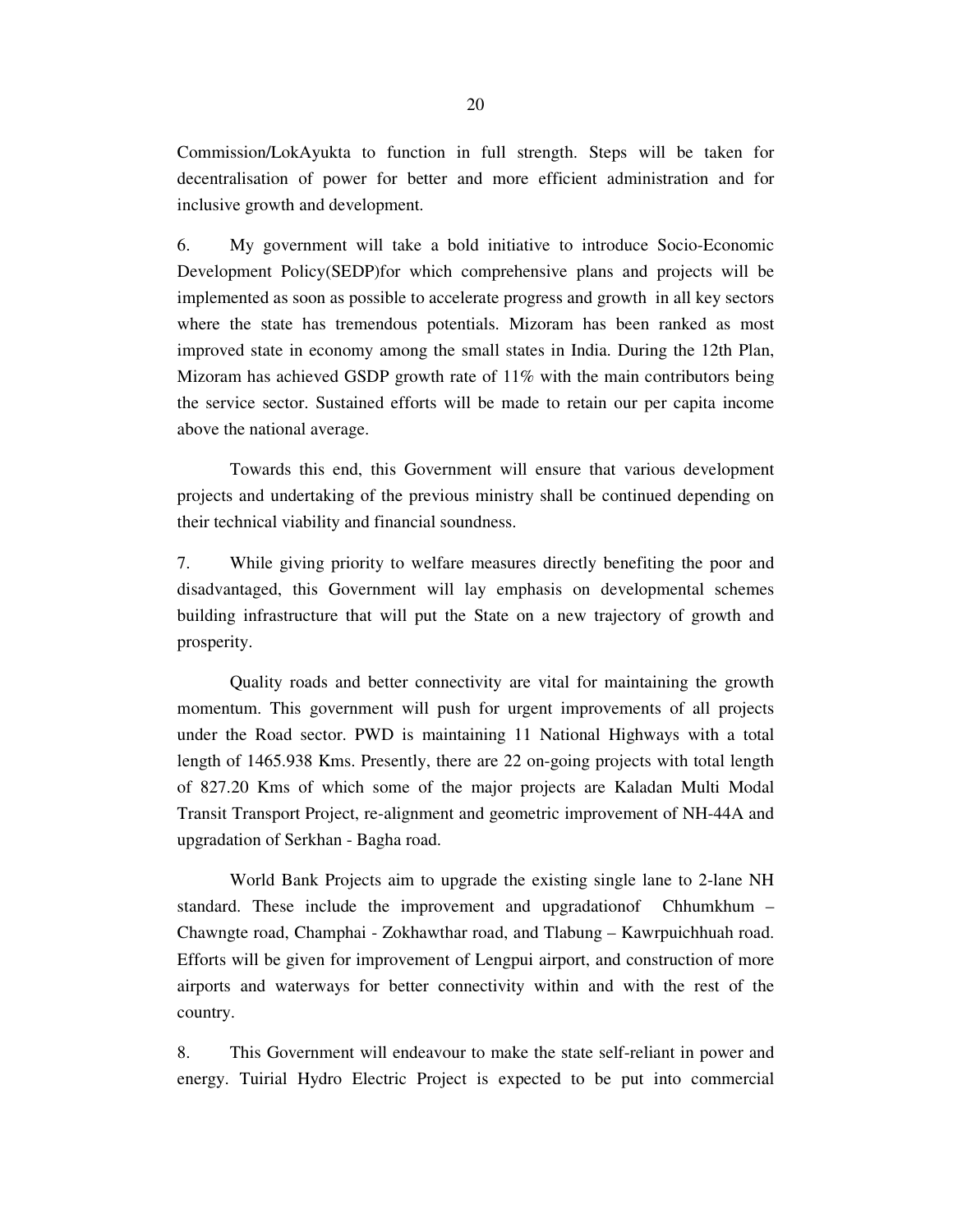Commission/LokAyukta to function in full strength. Steps will be taken for decentralisation of power for better and more efficient administration and for inclusive growth and development.

6. My government will take a bold initiative to introduce Socio-Economic Development Policy(SEDP)for which comprehensive plans and projects will be implemented as soon as possible to accelerate progress and growth in all key sectors where the state has tremendous potentials. Mizoram has been ranked as most improved state in economy among the small states in India. During the 12th Plan, Mizoram has achieved GSDP growth rate of 11% with the main contributors being the service sector. Sustained efforts will be made to retain our per capita income above the national average.

Towards this end, this Government will ensure that various development projects and undertaking of the previous ministry shall be continued depending on their technical viability and financial soundness.

7. While giving priority to welfare measures directly benefiting the poor and disadvantaged, this Government will lay emphasis on developmental schemes building infrastructure that will put the State on a new trajectory of growth and prosperity.

Quality roads and better connectivity are vital for maintaining the growth momentum. This government will push for urgent improvements of all projects under the Road sector. PWD is maintaining 11 National Highways with a total length of 1465.938 Kms. Presently, there are 22 on-going projects with total length of 827.20 Kms of which some of the major projects are Kaladan Multi Modal Transit Transport Project, re-alignment and geometric improvement of NH-44A and upgradation of Serkhan - Bagha road.

World Bank Projects aim to upgrade the existing single lane to 2-lane NH standard. These include the improvement and upgradationof Chhumkhum – Chawngte road, Champhai - Zokhawthar road, and Tlabung – Kawrpuichhuah road. Efforts will be given for improvement of Lengpui airport, and construction of more airports and waterways for better connectivity within and with the rest of the country.

8. This Government will endeavour to make the state self-reliant in power and energy. Tuirial Hydro Electric Project is expected to be put into commercial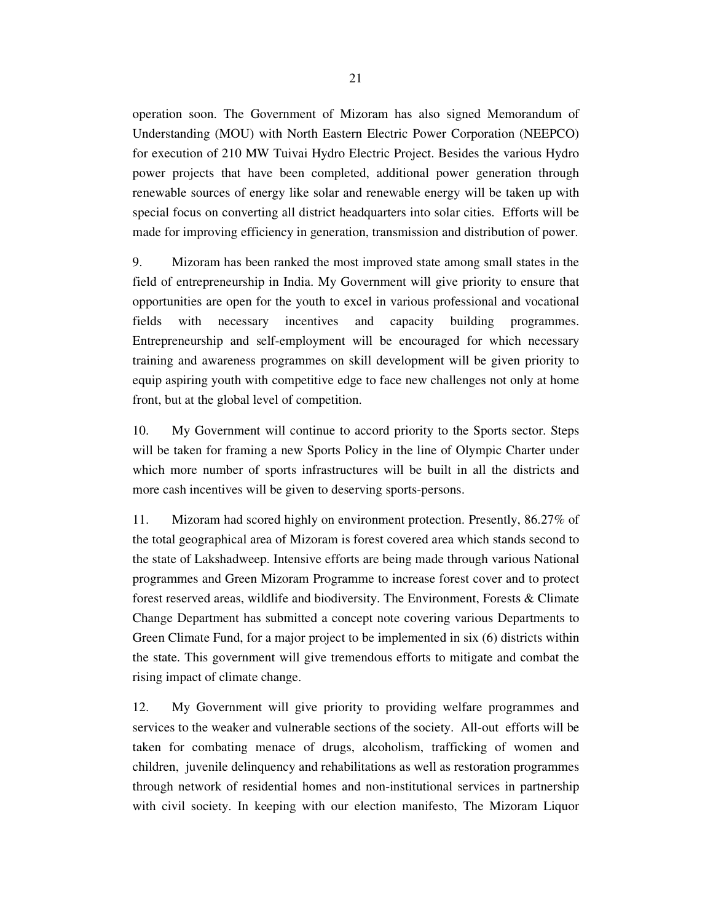operation soon. The Government of Mizoram has also signed Memorandum of Understanding (MOU) with North Eastern Electric Power Corporation (NEEPCO) for execution of 210 MW Tuivai Hydro Electric Project. Besides the various Hydro power projects that have been completed, additional power generation through renewable sources of energy like solar and renewable energy will be taken up with special focus on converting all district headquarters into solar cities. Efforts will be made for improving efficiency in generation, transmission and distribution of power.

9. Mizoram has been ranked the most improved state among small states in the field of entrepreneurship in India. My Government will give priority to ensure that opportunities are open for the youth to excel in various professional and vocational fields with necessary incentives and capacity building programmes. Entrepreneurship and self-employment will be encouraged for which necessary training and awareness programmes on skill development will be given priority to equip aspiring youth with competitive edge to face new challenges not only at home front, but at the global level of competition.

10. My Government will continue to accord priority to the Sports sector. Steps will be taken for framing a new Sports Policy in the line of Olympic Charter under which more number of sports infrastructures will be built in all the districts and more cash incentives will be given to deserving sports-persons.

11. Mizoram had scored highly on environment protection. Presently, 86.27% of the total geographical area of Mizoram is forest covered area which stands second to the state of Lakshadweep. Intensive efforts are being made through various National programmes and Green Mizoram Programme to increase forest cover and to protect forest reserved areas, wildlife and biodiversity. The Environment, Forests & Climate Change Department has submitted a concept note covering various Departments to Green Climate Fund, for a major project to be implemented in six (6) districts within the state. This government will give tremendous efforts to mitigate and combat the rising impact of climate change.

12. My Government will give priority to providing welfare programmes and services to the weaker and vulnerable sections of the society. All-out efforts will be taken for combating menace of drugs, alcoholism, trafficking of women and children, juvenile delinquency and rehabilitations as well as restoration programmes through network of residential homes and non-institutional services in partnership with civil society. In keeping with our election manifesto, The Mizoram Liquor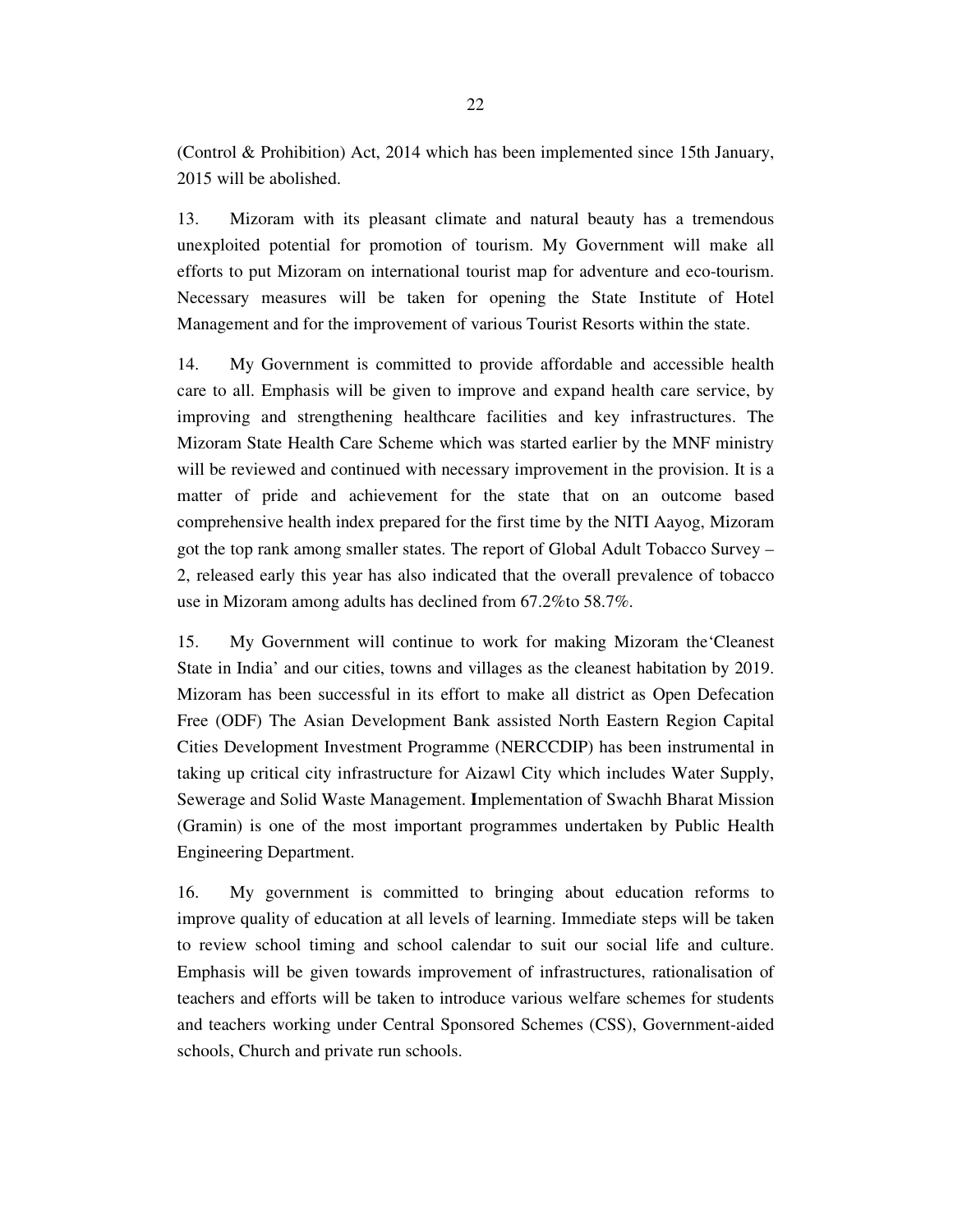(Control & Prohibition) Act, 2014 which has been implemented since 15th January, 2015 will be abolished.

13. Mizoram with its pleasant climate and natural beauty has a tremendous unexploited potential for promotion of tourism. My Government will make all efforts to put Mizoram on international tourist map for adventure and eco-tourism. Necessary measures will be taken for opening the State Institute of Hotel Management and for the improvement of various Tourist Resorts within the state.

14. My Government is committed to provide affordable and accessible health care to all. Emphasis will be given to improve and expand health care service, by improving and strengthening healthcare facilities and key infrastructures. The Mizoram State Health Care Scheme which was started earlier by the MNF ministry will be reviewed and continued with necessary improvement in the provision. It is a matter of pride and achievement for the state that on an outcome based comprehensive health index prepared for the first time by the NITI Aayog, Mizoram got the top rank among smaller states. The report of Global Adult Tobacco Survey – 2, released early this year has also indicated that the overall prevalence of tobacco use in Mizoram among adults has declined from 67.2%to 58.7%.

15. My Government will continue to work for making Mizoram the'Cleanest State in India' and our cities, towns and villages as the cleanest habitation by 2019. Mizoram has been successful in its effort to make all district as Open Defecation Free (ODF) The Asian Development Bank assisted North Eastern Region Capital Cities Development Investment Programme (NERCCDIP) has been instrumental in taking up critical city infrastructure for Aizawl City which includes Water Supply, Sewerage and Solid Waste Management. **I**mplementation of Swachh Bharat Mission (Gramin) is one of the most important programmes undertaken by Public Health Engineering Department.

16. My government is committed to bringing about education reforms to improve quality of education at all levels of learning. Immediate steps will be taken to review school timing and school calendar to suit our social life and culture. Emphasis will be given towards improvement of infrastructures, rationalisation of teachers and efforts will be taken to introduce various welfare schemes for students and teachers working under Central Sponsored Schemes (CSS), Government-aided schools, Church and private run schools.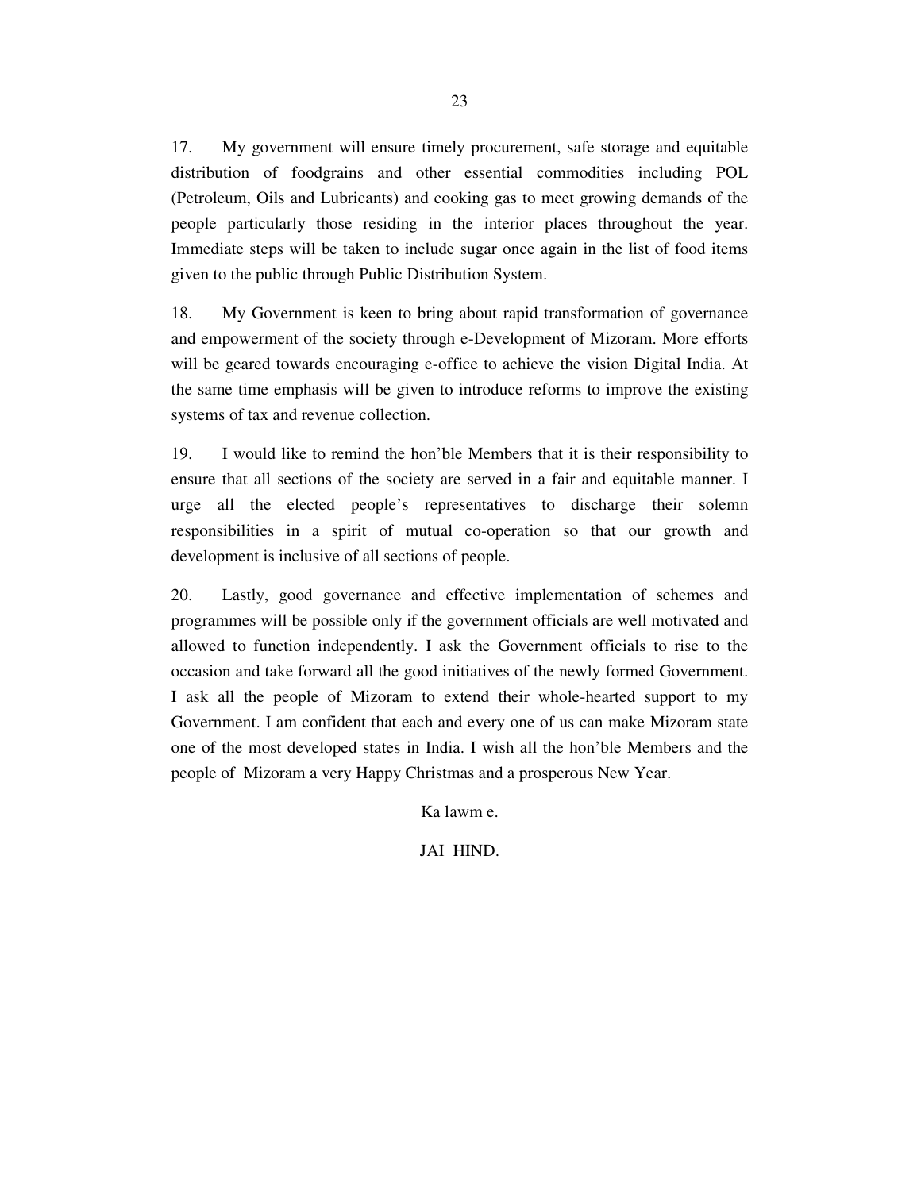17. My government will ensure timely procurement, safe storage and equitable distribution of foodgrains and other essential commodities including POL (Petroleum, Oils and Lubricants) and cooking gas to meet growing demands of the people particularly those residing in the interior places throughout the year. Immediate steps will be taken to include sugar once again in the list of food items given to the public through Public Distribution System.

18. My Government is keen to bring about rapid transformation of governance and empowerment of the society through e-Development of Mizoram. More efforts will be geared towards encouraging e-office to achieve the vision Digital India. At the same time emphasis will be given to introduce reforms to improve the existing systems of tax and revenue collection.

19. I would like to remind the hon'ble Members that it is their responsibility to ensure that all sections of the society are served in a fair and equitable manner. I urge all the elected people's representatives to discharge their solemn responsibilities in a spirit of mutual co-operation so that our growth and development is inclusive of all sections of people.

20. Lastly, good governance and effective implementation of schemes and programmes will be possible only if the government officials are well motivated and allowed to function independently. I ask the Government officials to rise to the occasion and take forward all the good initiatives of the newly formed Government. I ask all the people of Mizoram to extend their whole-hearted support to my Government. I am confident that each and every one of us can make Mizoram state one of the most developed states in India. I wish all the hon'ble Members and the people of Mizoram a very Happy Christmas and a prosperous New Year.

Ka lawm e.

JAI HIND.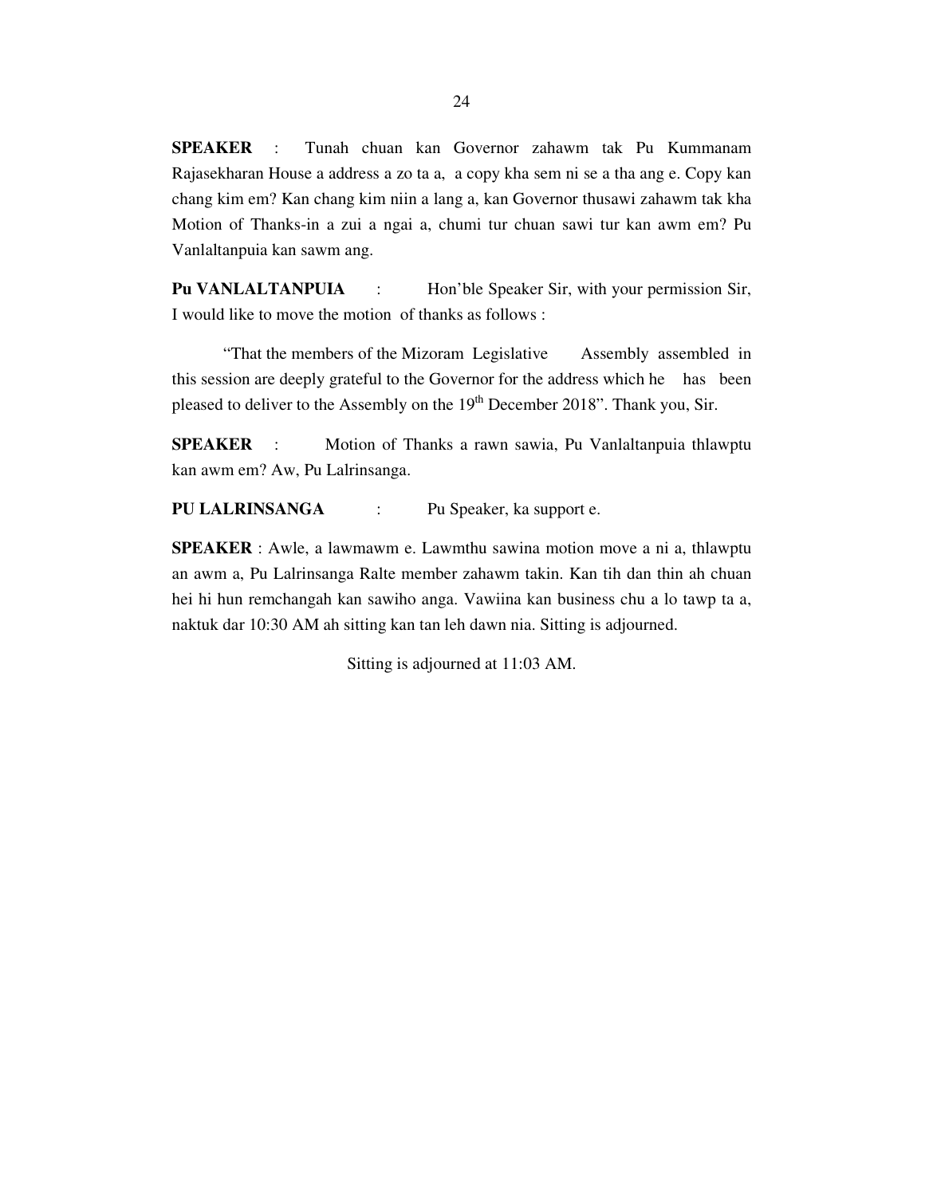**SPEAKER** : Tunah chuan kan Governor zahawm tak Pu Kummanam Rajasekharan House a address a zo ta a, a copy kha sem ni se a tha ang e. Copy kan chang kim em? Kan chang kim niin a lang a, kan Governor thusawi zahawm tak kha Motion of Thanks-in a zui a ngai a, chumi tur chuan sawi tur kan awm em? Pu Vanlaltanpuia kan sawm ang.

**Pu VANLALTANPUIA** : Hon'ble Speaker Sir, with your permission Sir, I would like to move the motion of thanks as follows :

"That the members of the Mizoram Legislative Assembly assembled in this session are deeply grateful to the Governor for the address which he has been pleased to deliver to the Assembly on the 19th December 2018". Thank you, Sir.

**SPEAKER** : Motion of Thanks a rawn sawia, Pu Vanlaltanpuia thlawptu kan awm em? Aw, Pu Lalrinsanga.

**PU LALRINSANGA** : Pu Speaker, ka support e.

**SPEAKER** : Awle, a lawmawm e. Lawmthu sawina motion move a ni a, thlawptu an awm a, Pu Lalrinsanga Ralte member zahawm takin. Kan tih dan thin ah chuan hei hi hun remchangah kan sawiho anga. Vawiina kan business chu a lo tawp ta a, naktuk dar 10:30 AM ah sitting kan tan leh dawn nia. Sitting is adjourned.

Sitting is adjourned at 11:03 AM.